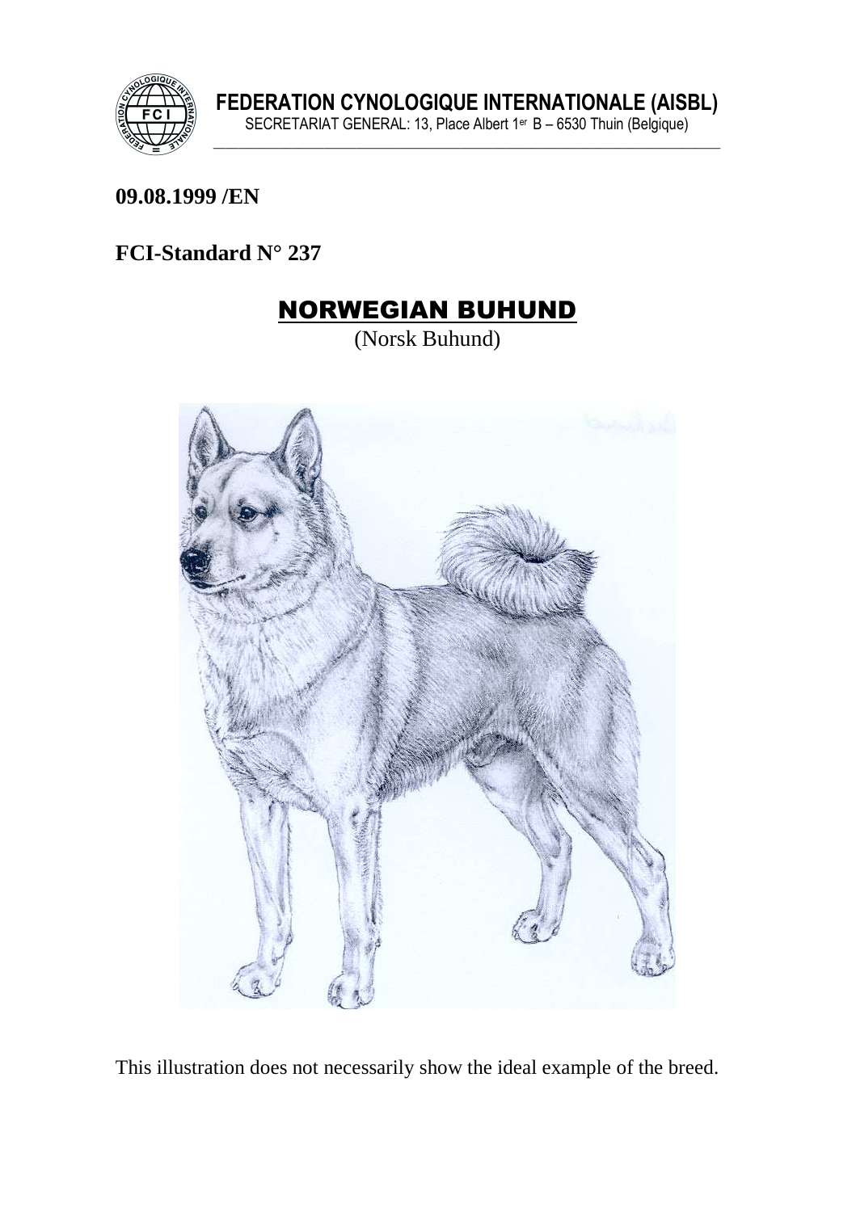**FEDERATION CYNOLOGIQUE INTERNATIONALE (AISBL)**
SECRETARIAT GENERAL: 13, Place Albert 1er B – 6530 Thuin (Belgique)

**09.08.1999 /EN**

**FCI-Standard N° 237**

# NORWEGIAN BUHUND

(Norsk Buhund)

This illustration does not necessarily show the ideal example of the breed.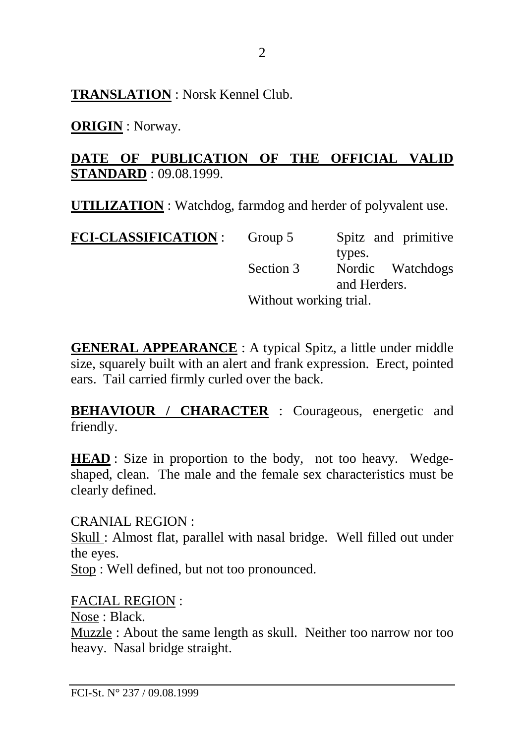**TRANSLATION** : Norsk Kennel Club.

**ORIGIN** : Norway.

**DATE OF PUBLICATION OF THE OFFICIAL VALID STANDARD** : 09.08.1999.

**UTILIZATION** : Watchdog, farmdog and herder of polyvalent use.

| **FCI-CLASSIFICATION** : | Group 5 | Spitz and primitive types. |
|---|---|---|
| | Section 3 | Nordic Watchdogs and Herders. |
| | Without working trial. | |

**GENERAL APPEARANCE** : A typical Spitz, a little under middle size, squarely built with an alert and frank expression. Erect, pointed ears. Tail carried firmly curled over the back.

**BEHAVIOUR / CHARACTER** : Courageous, energetic and friendly.

**HEAD** : Size in proportion to the body, not too heavy. Wedge-shaped, clean. The male and the female sex characteristics must be clearly defined.

CRANIAL REGION :
Skull : Almost flat, parallel with nasal bridge. Well filled out under the eyes.
Stop : Well defined, but not too pronounced.

FACIAL REGION :
Nose : Black.
Muzzle : About the same length as skull. Neither too narrow nor too heavy. Nasal bridge straight.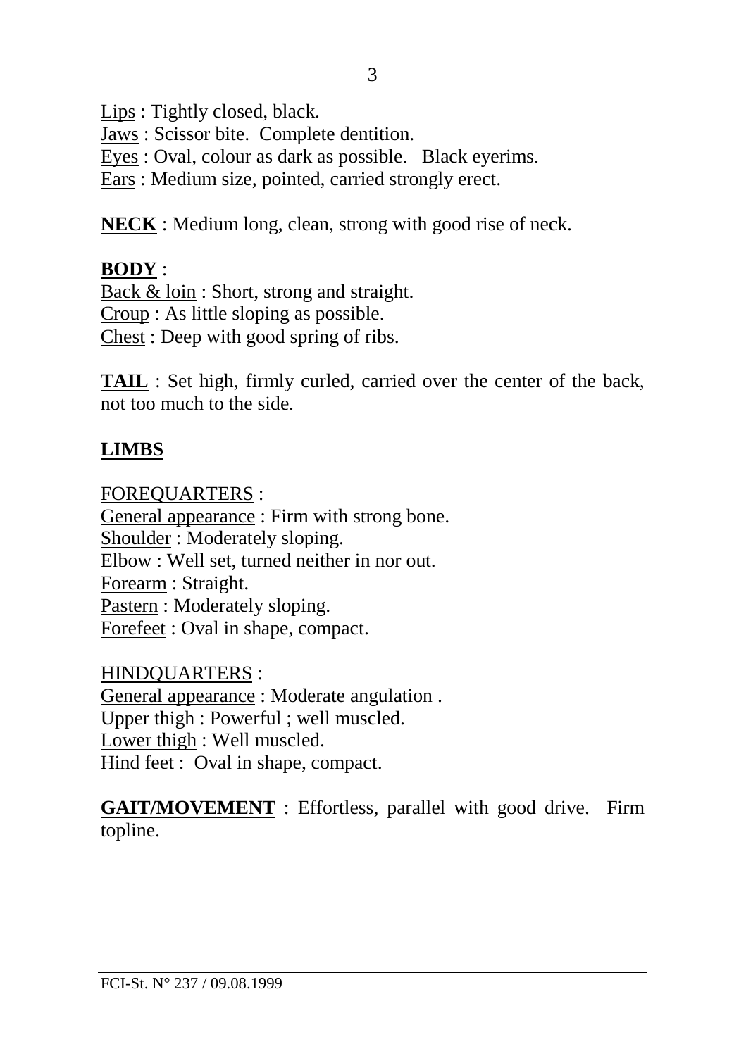Lips : Tightly closed, black.
Jaws : Scissor bite. Complete dentition.
Eyes : Oval, colour as dark as possible. Black eyerims.
Ears : Medium size, pointed, carried strongly erect.

**NECK** : Medium long, clean, strong with good rise of neck.

**BODY** :
Back & loin : Short, strong and straight.
Croup : As little sloping as possible.
Chest : Deep with good spring of ribs.

**TAIL** : Set high, firmly curled, carried over the center of the back, not too much to the side.

## LIMBS

FOREQUARTERS :
General appearance : Firm with strong bone.
Shoulder : Moderately sloping.
Elbow : Well set, turned neither in nor out.
Forearm : Straight.
Pastern : Moderately sloping.
Forefeet : Oval in shape, compact.

HINDQUARTERS :
General appearance : Moderate angulation .
Upper thigh : Powerful ; well muscled.
Lower thigh : Well muscled.
Hind feet : Oval in shape, compact.

**GAIT/MOVEMENT** : Effortless, parallel with good drive. Firm topline.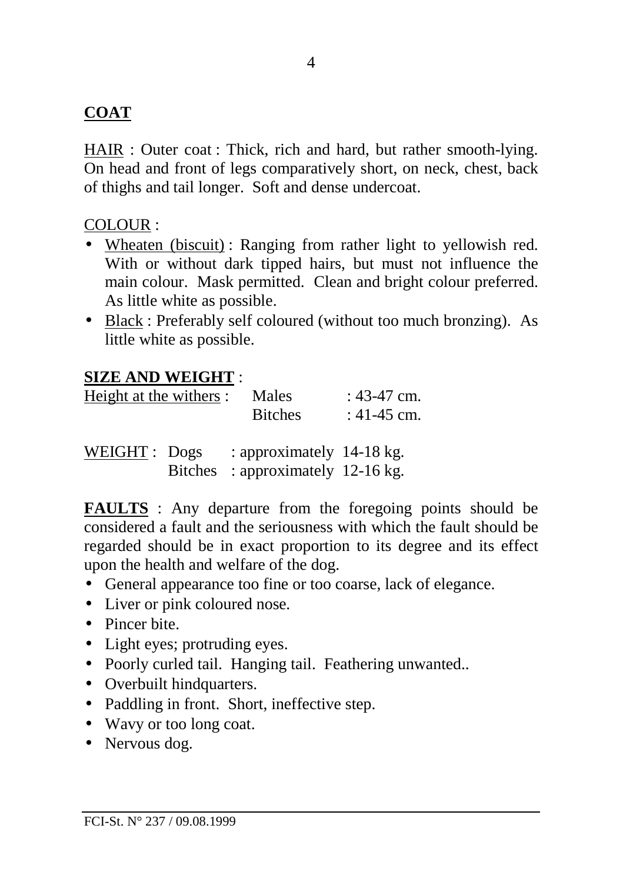## COAT

HAIR : Outer coat : Thick, rich and hard, but rather smooth-lying. On head and front of legs comparatively short, on neck, chest, back of thighs and tail longer. Soft and dense undercoat.

COLOUR :

- Wheaten (biscuit) : Ranging from rather light to yellowish red. With or without dark tipped hairs, but must not influence the main colour. Mask permitted. Clean and bright colour preferred. As little white as possible.
- Black : Preferably self coloured (without too much bronzing). As little white as possible.

## SIZE AND WEIGHT :

| Height at the withers : | Males | : 43-47 cm. |
|---|---|---|
| | Bitches | : 41-45 cm. |

| WEIGHT : | Dogs | : approximately 14-18 kg. |
|---|---|---|
| | Bitches | : approximately 12-16 kg. |

**FAULTS** : Any departure from the foregoing points should be considered a fault and the seriousness with which the fault should be regarded should be in exact proportion to its degree and its effect upon the health and welfare of the dog.

- General appearance too fine or too coarse, lack of elegance.
- Liver or pink coloured nose.
- Pincer bite.
- Light eyes; protruding eyes.
- Poorly curled tail. Hanging tail. Feathering unwanted..
- Overbuilt hindquarters.
- Paddling in front. Short, ineffective step.
- Wavy or too long coat.
- Nervous dog.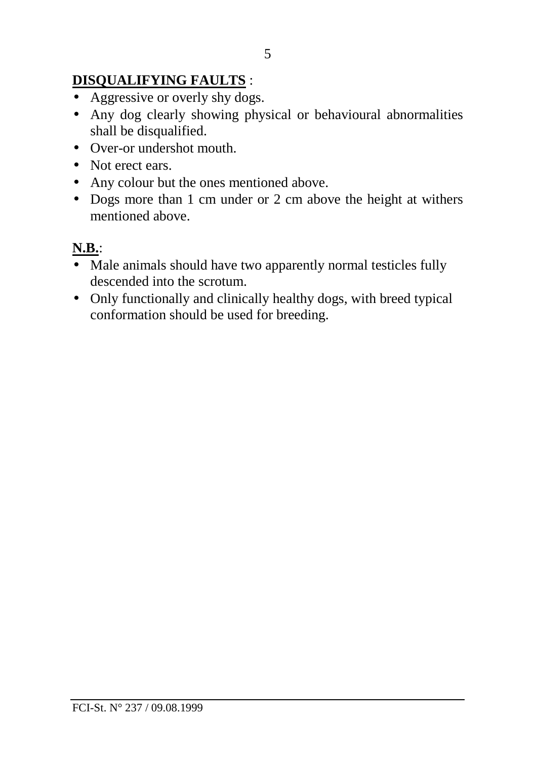**DISQUALIFYING FAULTS** :

- Aggressive or overly shy dogs.
- Any dog clearly showing physical or behavioural abnormalities shall be disqualified.
- Over-or undershot mouth.
- Not erect ears.
- Any colour but the ones mentioned above.
- Dogs more than 1 cm under or 2 cm above the height at withers mentioned above.

**N.B.**:

- Male animals should have two apparently normal testicles fully descended into the scrotum.
- Only functionally and clinically healthy dogs, with breed typical conformation should be used for breeding.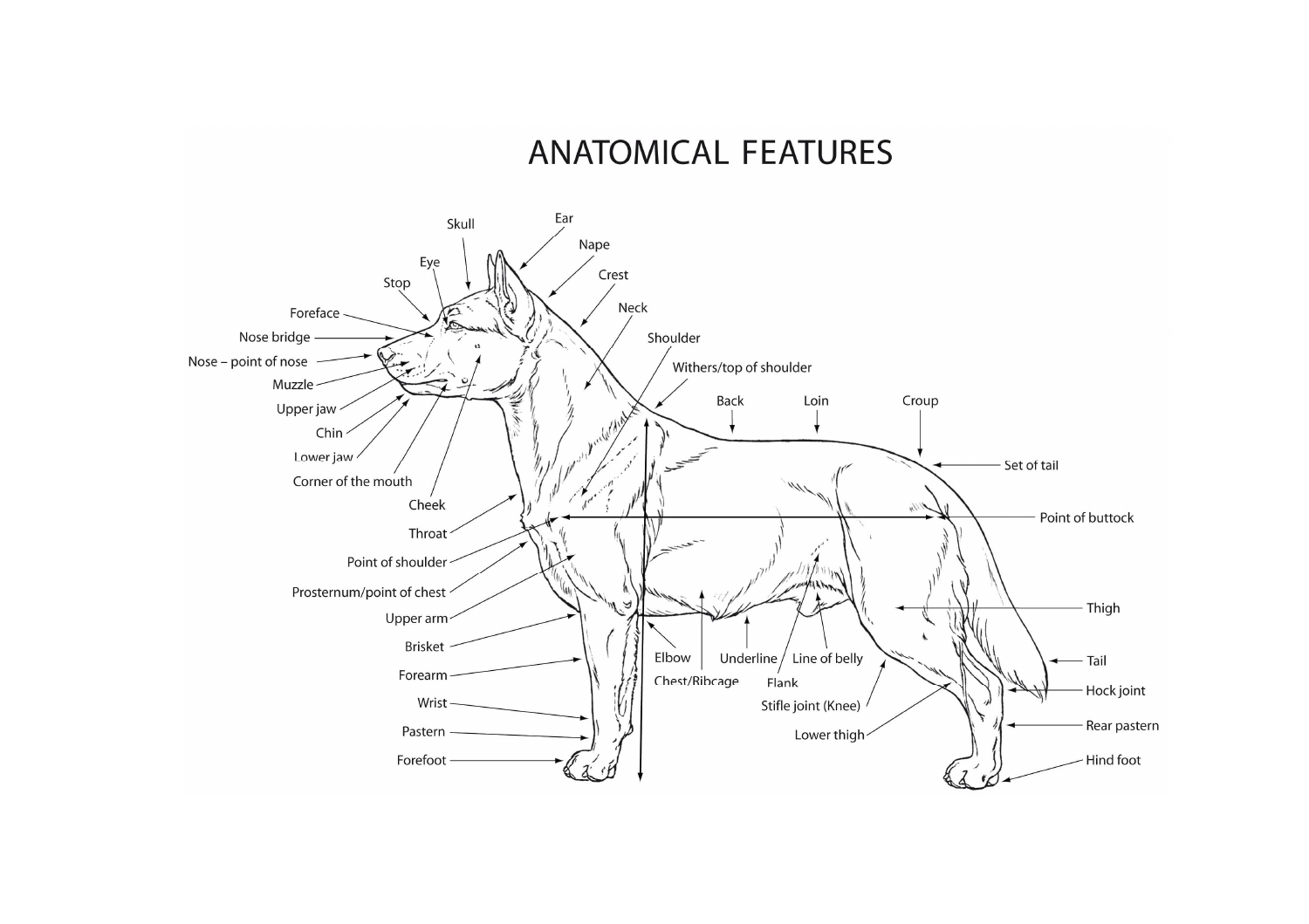# ANATOMICAL FEATURES

Skull
Ear
Nape
Eye
Stop
Crest
Neck
Foreface
Nose bridge
Nose – point of nose
Muzzle
Upper jaw
Chin
Lower jaw
Corner of the mouth
Cheek
Throat
Point of shoulder
Prosternum/point of chest
Upper arm
Brisket
Forearm
Wrist
Pastern
Forefoot
Shoulder
Withers/top of shoulder
Back
Loin
Croup
Set of tail
Point of buttock
Thigh
Tail
Hock joint
Rear pastern
Hind foot
Elbow
Chest/Ribcage
Underline
Line of belly
Flank
Stifle joint (Knee)
Lower thigh